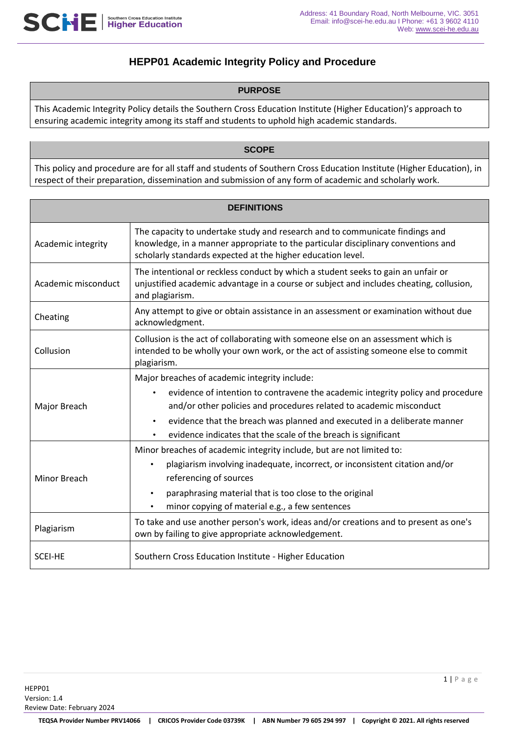# HEPP01 Academic Integrity Policy and Procedure

## PURPOSE

This Academic Integrity Policy details the Southern Cross Education Institute (Higher Education)'s approach to ensuring academic integrity among its staff and students to uphold high academic standards.

## SCOPE

This policy and procedure are for all staff and students of Southern Cross Education Institute (Higher Education), in respect of their preparation, dissemination and submission of any form of academic and scholarly work.

## DEFINITIONS

| Term | Definition |
|---|---|
| Academic integrity | The capacity to undertake study and research and to communicate findings and knowledge, in a manner appropriate to the particular disciplinary conventions and scholarly standards expected at the higher education level. |
| Academic misconduct | The intentional or reckless conduct by which a student seeks to gain an unfair or unjustified academic advantage in a course or subject and includes cheating, collusion, and plagiarism. |
| Cheating | Any attempt to give or obtain assistance in an assessment or examination without due acknowledgment. |
| Collusion | Collusion is the act of collaborating with someone else on an assessment which is intended to be wholly your own work, or the act of assisting someone else to commit plagiarism. |
| Major Breach | Major breaches of academic integrity include:<br>• evidence of intention to contravene the academic integrity policy and procedure and/or other policies and procedures related to academic misconduct<br>• evidence that the breach was planned and executed in a deliberate manner<br>• evidence indicates that the scale of the breach is significant |
| Minor Breach | Minor breaches of academic integrity include, but are not limited to:<br>• plagiarism involving inadequate, incorrect, or inconsistent citation and/or referencing of sources<br>• paraphrasing material that is too close to the original<br>• minor copying of material e.g., a few sentences |
| Plagiarism | To take and use another person's work, ideas and/or creations and to present as one's own by failing to give appropriate acknowledgement. |
| SCEI-HE | Southern Cross Education Institute - Higher Education |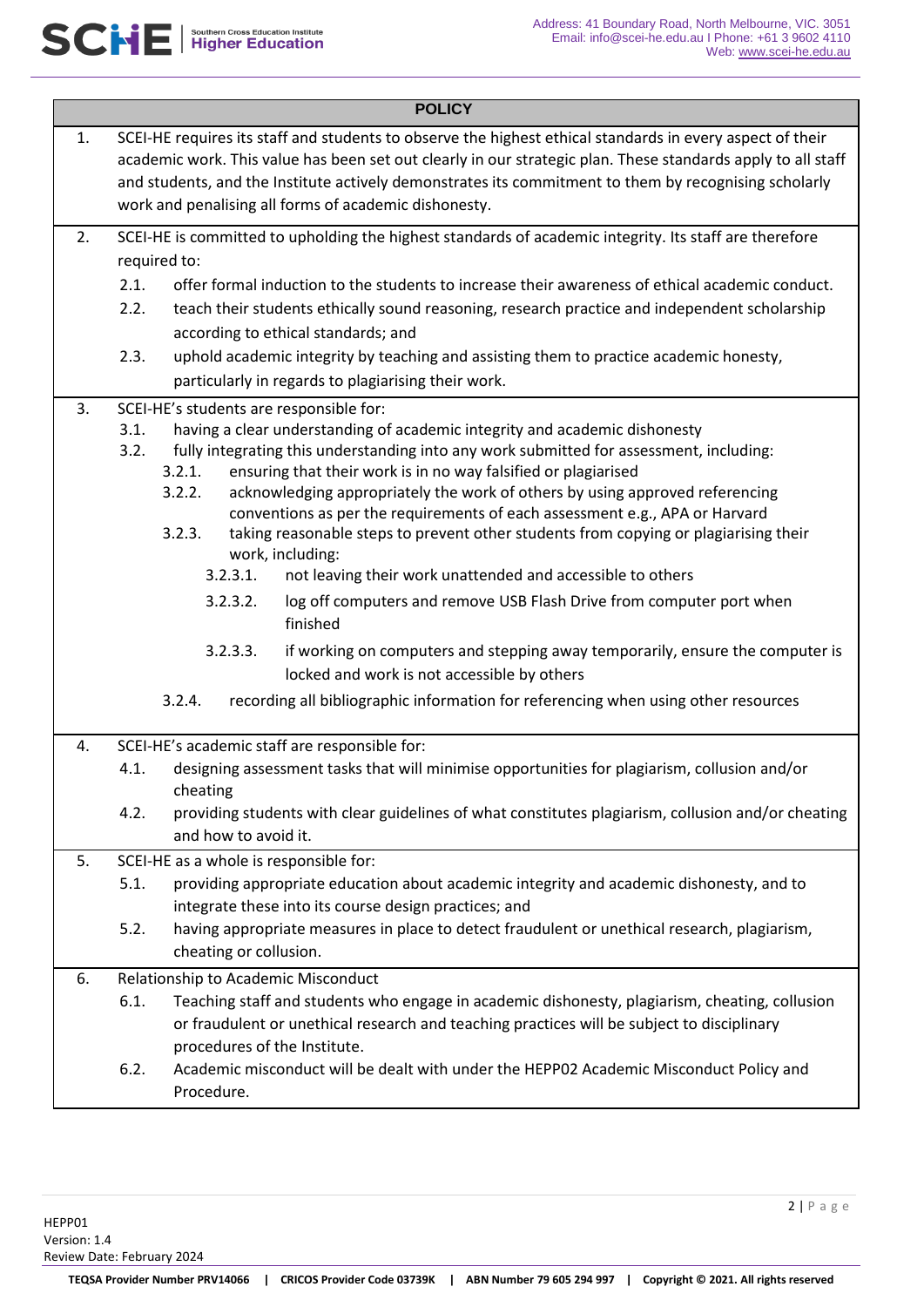## POLICY

1. SCEI-HE requires its staff and students to observe the highest ethical standards in every aspect of their academic work. This value has been set out clearly in our strategic plan. These standards apply to all staff and students, and the Institute actively demonstrates its commitment to them by recognising scholarly work and penalising all forms of academic dishonesty.

2. SCEI-HE is committed to upholding the highest standards of academic integrity. Its staff are therefore required to:
   - 2.1. offer formal induction to the students to increase their awareness of ethical academic conduct.
   - 2.2. teach their students ethically sound reasoning, research practice and independent scholarship according to ethical standards; and
   - 2.3. uphold academic integrity by teaching and assisting them to practice academic honesty, particularly in regards to plagiarising their work.

3. SCEI-HE's students are responsible for:
   - 3.1. having a clear understanding of academic integrity and academic dishonesty
   - 3.2. fully integrating this understanding into any work submitted for assessment, including:
     - 3.2.1. ensuring that their work is in no way falsified or plagiarised
     - 3.2.2. acknowledging appropriately the work of others by using approved referencing conventions as per the requirements of each assessment e.g., APA or Harvard
     - 3.2.3. taking reasonable steps to prevent other students from copying or plagiarising their work, including:
       - 3.2.3.1. not leaving their work unattended and accessible to others
       - 3.2.3.2. log off computers and remove USB Flash Drive from computer port when finished
       - 3.2.3.3. if working on computers and stepping away temporarily, ensure the computer is locked and work is not accessible by others
     - 3.2.4. recording all bibliographic information for referencing when using other resources

4. SCEI-HE's academic staff are responsible for:
   - 4.1. designing assessment tasks that will minimise opportunities for plagiarism, collusion and/or cheating
   - 4.2. providing students with clear guidelines of what constitutes plagiarism, collusion and/or cheating and how to avoid it.

5. SCEI-HE as a whole is responsible for:
   - 5.1. providing appropriate education about academic integrity and academic dishonesty, and to integrate these into its course design practices; and
   - 5.2. having appropriate measures in place to detect fraudulent or unethical research, plagiarism, cheating or collusion.

6. Relationship to Academic Misconduct
   - 6.1. Teaching staff and students who engage in academic dishonesty, plagiarism, cheating, collusion or fraudulent or unethical research and teaching practices will be subject to disciplinary procedures of the Institute.
   - 6.2. Academic misconduct will be dealt with under the HEPP02 Academic Misconduct Policy and Procedure.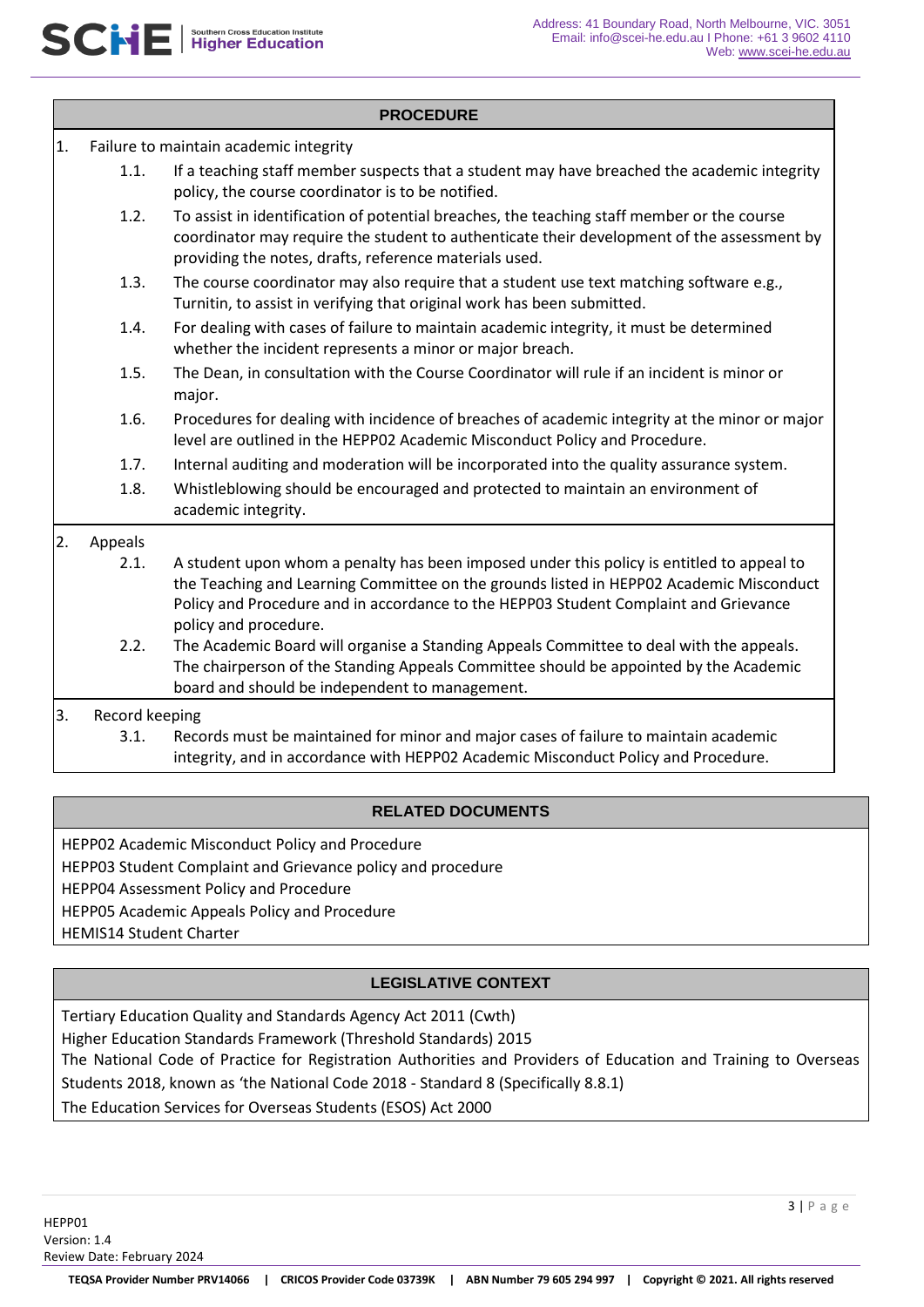## PROCEDURE

1. Failure to maintain academic integrity
   - 1.1. If a teaching staff member suspects that a student may have breached the academic integrity policy, the course coordinator is to be notified.
   - 1.2. To assist in identification of potential breaches, the teaching staff member or the course coordinator may require the student to authenticate their development of the assessment by providing the notes, drafts, reference materials used.
   - 1.3. The course coordinator may also require that a student use text matching software e.g., Turnitin, to assist in verifying that original work has been submitted.
   - 1.4. For dealing with cases of failure to maintain academic integrity, it must be determined whether the incident represents a minor or major breach.
   - 1.5. The Dean, in consultation with the Course Coordinator will rule if an incident is minor or major.
   - 1.6. Procedures for dealing with incidence of breaches of academic integrity at the minor or major level are outlined in the HEPP02 Academic Misconduct Policy and Procedure.
   - 1.7. Internal auditing and moderation will be incorporated into the quality assurance system.
   - 1.8. Whistleblowing should be encouraged and protected to maintain an environment of academic integrity.
2. Appeals
   - 2.1. A student upon whom a penalty has been imposed under this policy is entitled to appeal to the Teaching and Learning Committee on the grounds listed in HEPP02 Academic Misconduct Policy and Procedure and in accordance to the HEPP03 Student Complaint and Grievance policy and procedure.
   - 2.2. The Academic Board will organise a Standing Appeals Committee to deal with the appeals. The chairperson of the Standing Appeals Committee should be appointed by the Academic board and should be independent to management.
3. Record keeping
   - 3.1. Records must be maintained for minor and major cases of failure to maintain academic integrity, and in accordance with HEPP02 Academic Misconduct Policy and Procedure.

## RELATED DOCUMENTS

HEPP02 Academic Misconduct Policy and Procedure
HEPP03 Student Complaint and Grievance policy and procedure
HEPP04 Assessment Policy and Procedure
HEPP05 Academic Appeals Policy and Procedure
HEMIS14 Student Charter

## LEGISLATIVE CONTEXT

Tertiary Education Quality and Standards Agency Act 2011 (Cwth)
Higher Education Standards Framework (Threshold Standards) 2015
The National Code of Practice for Registration Authorities and Providers of Education and Training to Overseas Students 2018, known as 'the National Code 2018 - Standard 8 (Specifically 8.8.1)
The Education Services for Overseas Students (ESOS) Act 2000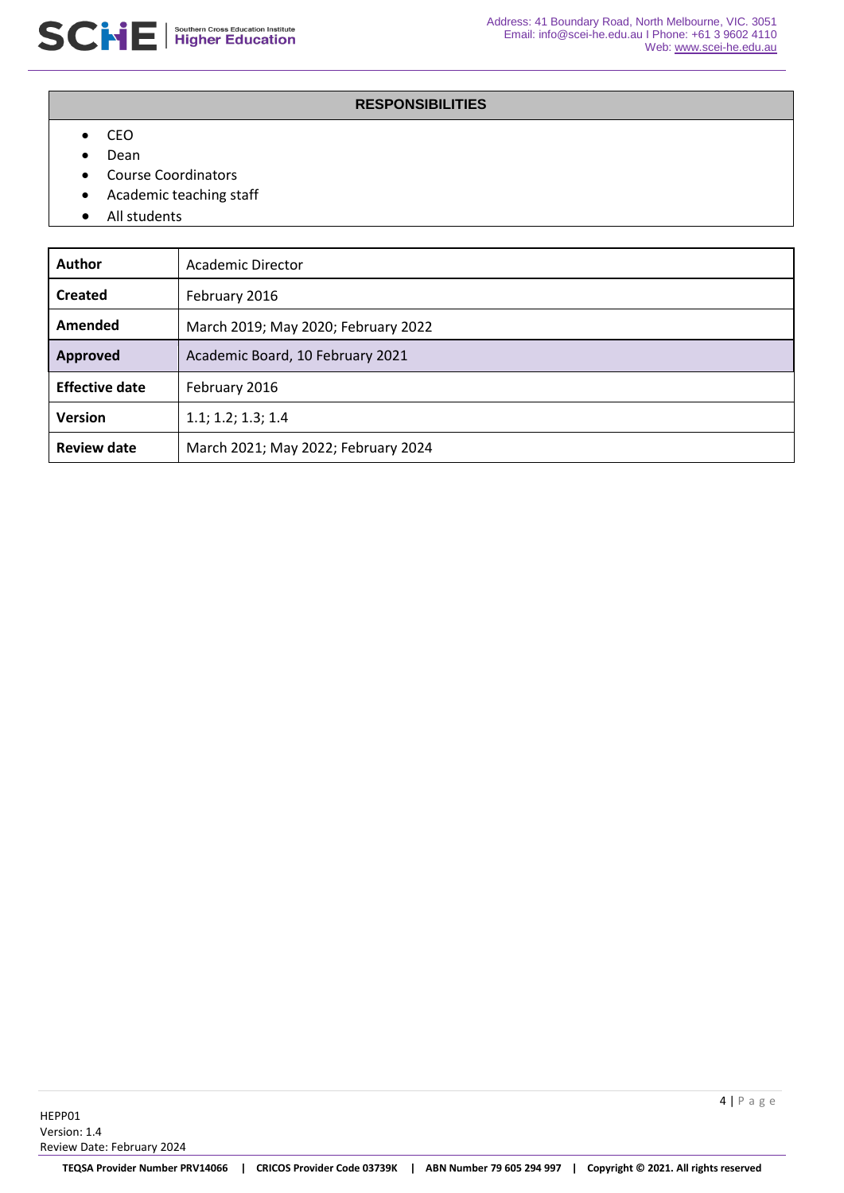## RESPONSIBILITIES

- CEO
- Dean
- Course Coordinators
- Academic teaching staff
- All students

| | |
|---|---|
| **Author** | Academic Director |
| **Created** | February 2016 |
| **Amended** | March 2019; May 2020; February 2022 |
| **Approved** | Academic Board, 10 February 2021 |
| **Effective date** | February 2016 |
| **Version** | 1.1; 1.2; 1.3; 1.4 |
| **Review date** | March 2021; May 2022; February 2024 |